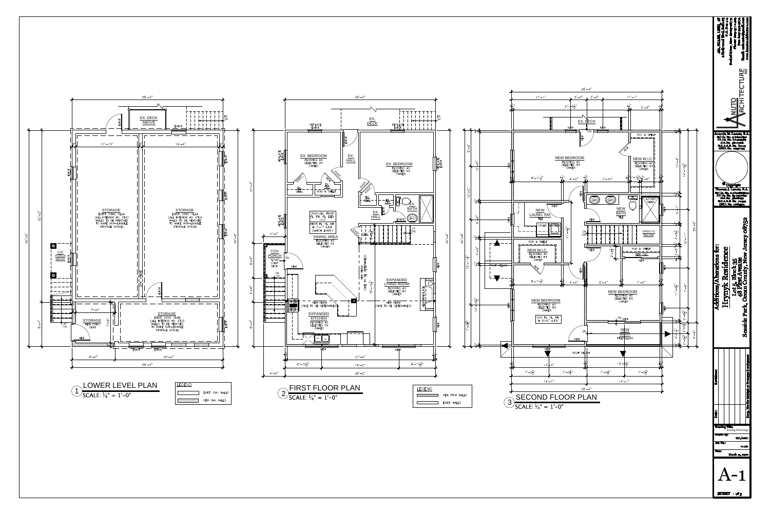## 1 LOWER LEVEL PLAN
SCALE: ¼" = 1'-0"

STORAGE
EXIST. CONC. SLAB
(ALL INTERIOR WD. STUD WALLS TO BE REMOVED TO MAKE NON-LIVABLE STORAGE SPACE)

STORAGE
EXIST. CONC. SLAB
(ALL INTERIOR WD. STUD WALLS TO BE REMOVED TO MAKE NON-LIVABLE STORAGE SPACE)

STORAGE
EXIST. CONC. SLAB
(ALL INTERIOR WD. STUD WALLS TO BE REMOVED TO MAKE NON-LIVABLE STORAGE SPACE)

STORAGE
NEW CONC. SLAB

EX. DECK ABOVE

COV. PORCH ABOVE

**LEGEND**

- EXIST. CMU WALLS
- NEW CMU WALLS

## 2 FIRST FLOOR PLAN
SCALE: ¼" = 1'-0"

EX. BEDROOM
FLOORING AS SELECTED BY OWNER

EX. BEDROOM
FLOORING AS SELECTED BY OWNER

EX. HALL

EX. BATH

EX. DECK

PROP/EX. FIRST FL. FIN. FL. ELEV. 12.0'
FIRST FL. FL. HT. @ 7'-1" A.F.F. (MATCH EXIST.)

DINING AREA
FLOORING AS SELECTED BY OWNER

EXPANDED LIVING ROOM
FLOORING AS SELECTED BY OWNER

EXPANDED KITCHEN
FLOORING AS SELECTED BY OWNER

COV. PORCH
5/4"x6" COMP. DECK

NEW BEAM (SIZE TO BE DETERMINED)

REPLACE EXIST.

**LEGEND**

- NEW STUD WALLS
- EXIST. WALLS

## 3 SECOND FLOOR PLAN
SCALE: ¼" = 1'-0"

NEW BEDROOM
FLOORING AS SELECTED BY OWNER

NEW W.I.C.
FLOORING AS SELECTED BY OWNER

NEW LAUND. RM.
TILE

NEW BATH
TILE

NEW W.I.C.
FLOORING AS SELECTED BY OWNER

NEW BEDROOM
FLOORING AS SELECTED BY OWNER
2ND FL. FL. HT. @ 8'-0" A.F.F.

NEW BEDROOM
FLOORING AS SELECTED BY OWNER

NEW DECK
FIBERGLASS

EX. DECK

OPEN TO BELOW

ROD & SHELF

NEW LIN.

42"X60" SHWR

ROOF BELOW

---

**ANUTO ARCHITECTURE LLC**

Copyright

**Additions/Alterations for: Hrynyk Residence**
Lot 5, Block 35
48 First Avenue
Seaside Park, Ocean County, New Jersey 08752

Revisions:

Drawing Title: Zoning Drawings

Sheet: A-1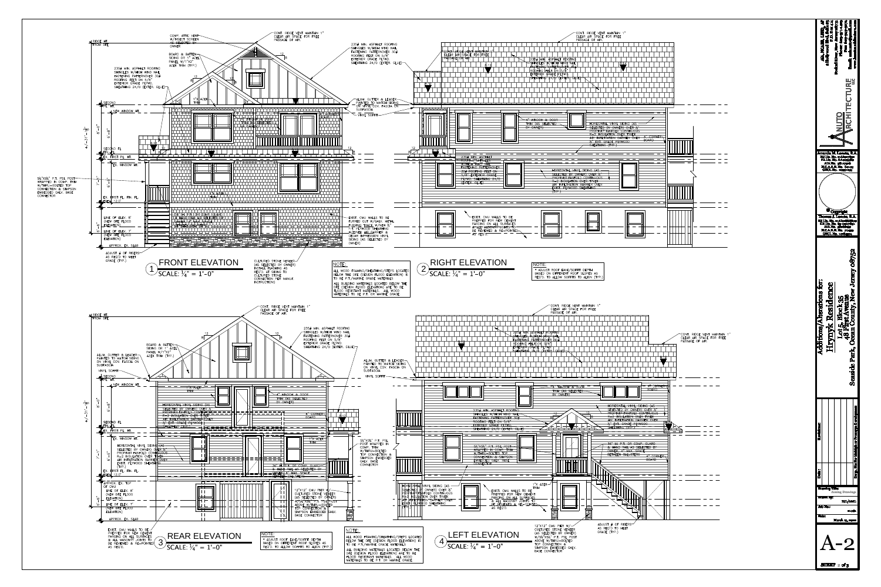## 1 FRONT ELEVATION
SCALE: 1/4" = 1'-0"

RIDGE HT. / FROM DFE

COMP. ATTIC VENT W/INSECT SCREEN AS SELECTED BY OWNER

CONT. RIDGE VENT MAINTAIN 1" CLEAR AIR SPACE FOR FREE PASSAGE OF AIR.

235# MIN. ASPHALT ROOFING SHINGLES W/HIGH WIND NAIL FASTENING PATTERN OVER 30# ROOFING FELT ON 5/8" EXTERIOR GRADE PLYWD. SHEATHING 24/0 (EXTER. GLUE)

BOARD & BATTEN SIDING OR 1" AZEL PANEL W/1"X2" AZEK TRIM (TYP.)

ALUM. GUTTER & LEADER PAINTED TO MATCH SIDING ON VINYL COV. FASCIA ON SUBFASCIA

VINYL SOFFIT

SECOND CLG. HT.

NEW WINDOW HT.

SECOND FL.

EX. FIRST FL. HT.

EX. WINDOW HT.

EX. FIRST FL. FIN. FL.

LINE OF ELEV. 8' (NEW DFE FLOOD ELEVATION)

LINE OF ELEV. 7' (NEW DFE FLOOD ELEVATION)

APPROX. EX. SLAB

5 1/4"X5 1/4" P.T. PSL POST WRAPPED IN COMP. TRIM W/THRU-BOLTED TOP CONNECTION & SIMPSON EMBEDDED GALV. BASE CONNECTOR

ADJUST # OF RISERS AS REQ'D TO MEET GRADE (TYP.)

EXIST. CMU WALLS TO BE FURRED OUT W/GALV. METAL FURRING TRACK W/NEW 1/2" P.T. PLYWOOD SHEATHING W/DRIVE WRAP AIR BARRIER & CEDAR IMPRESSION VINYL SIDING (AS SELECTED BY OWNER)

CULTURED STONE VENEER (AS SELECTED BY OWNER) INSTALL FLASHING AS REQ'D. AT SIDING TO CULTURED STONE CONNECTION. PER MANUF. INSTRUCTIONS

NOTE:
ALL WOOD FRAMING/SHEATHING/STEPS LOCATED BELOW THE DFE (DESIGN FLOOD ELEVATION) IS TO BE P.T./MARINE GRADE MATERIALS.
ALL BUILDING MATERIALS LOCATED BELOW THE DFE (DESIGN FLOOD ELEVATION) ARE TO BE FLOOD RESISTANT MATERIALS. ALL WOOD MATERIALS TO BE P.T. OR MARINE GRADE.

## 2 RIGHT ELEVATION
SCALE: 1/4" = 1'-0"

CONT. RIDGE VENT MAINTAIN 1" CLEAR AIR SPACE FOR FREE PASSAGE OF AIR.

235# MIN. ASPHALT ROOFING SHINGLES W/HIGH WIND NAIL FASTENING PATTERN OVER 30# ROOFING FELT ON 5/8" EXTERIOR GRADE PLYWD. SHEATHING 24/0 (EXTER. GLUE)

4" WINDOW & DOOR TRIM (AS SELECTED BY OWNER)

HORIZONTAL VINYL SIDING (AS SELECTED BY OWNER) OVER 1/2" PROFINER FANFOLD CONTINUOUS R-3 INSULATION OVER TYVEK AIR INFILTRATION BARRIER OVER 1/2" EXT. GRADE PLYWOOD SHEATHING (TYP.)

4" CORNER BOARD

EXIST. CMU WALLS TO BE PREPPED FOR NEW CEMENT PARGING ON ALL SURFACES & ALL MASONRY JOINTS TO BE REVIEWED & RE-POINTED AS REQ'D.

NOTE:
* ADJUST ROOF EAVE/SOFFIT DEPTH BASED ON DIFFERENT ROOF SLOPES AS REQ'D. TO ALLOW SOFFITS TO ALIGN (TYP.)

## 3 REAR ELEVATION
SCALE: 1/4" = 1'-0"

CONT. RIDGE VENT MAINTAIN 1" CLEAR AIR SPACE FOR FREE PASSAGE OF AIR.

235# MIN. ASPHALT ROOFING SHINGLES W/HIGH WIND NAIL FASTENING PATTERN OVER 30# ROOFING FELT ON 5/8" EXTERIOR GRADE PLYWD. SHEATHING 24/0 (EXTER. GLUE)

BOARD & BATTEN SIDING OR 1" AZEL PANEL W/1"X2" AZEK TRIM (TYP.)

ALUM. GUTTER & LEADER PAINTED TO MATCH SIDING ON VINYL COV. FASCIA ON SUBFASCIA

VINYL SOFFIT

4" WINDOW & DOOR TRIM (AS SELECTED BY OWNER)

HORIZONTAL VINYL SIDING (AS SELECTED BY OWNER) OVER 1/2" PROFINER FANFOLD CONTINUOUS R-3 INSULATION OVER TYVEK AIR INFILTRATION BARRIER OVER 1/2" EXT. GRADE PLYWOOD SHEATHING (TYP.)

4" CORNER BOARD

1"X AZEK TRIM

5 1/4"X5 1/4" P.T. PSL POST WRAPPED IN COMP. TRIM W/THRU-BOLTED TOP CONNECTION & SIMPSON EMBEDDED GALV. BASE CONNECTOR

36" H. P.T. OR COMP. GUARD & HAND RAIL AS SELECTED BY OWNER 4" MAX. SPACE BETWEEN BALUSTERS

12"X12" CMU PIER W/ CULTURED STONE VENEER (AS SELECTED BY OWNER) W/5 1/4"X5 1/4" P.T. PSL POST ABOVE W/THRU-BOLTED TOP CONNECTION & SIMPSON EMBEDDED GALV. BASE CONNECTOR

APPROX. EX. TOP OF CMU

EXIST. CMU WALLS TO BE PREPPED FOR NEW CEMENT PARGING ON ALL SURFACES & ALL MASONRY JOINTS TO BE REVIEWED & RE-POINTED AS REQ'D.

NOTE:
* ADJUST ROOF EAVE/SOFFIT DEPTH BASED ON DIFFERENT ROOF SLOPES AS REQ'D. TO ALLOW SOFFITS TO ALIGN (TYP.)

NOTE:
ALL WOOD FRAMING/SHEATHING/STEPS LOCATED BELOW THE DFE (DESIGN FLOOD ELEVATION) IS TO BE P.T./MARINE GRADE MATERIALS.
ALL BUILDING MATERIALS LOCATED BELOW THE DFE (DESIGN FLOOD ELEVATION) ARE TO BE FLOOD RESISTANT MATERIALS. ALL WOOD MATERIALS TO BE P.T. OR MARINE GRADE.

## 4 LEFT ELEVATION
SCALE: 1/4" = 1'-0"

CONT. RIDGE VENT MAINTAIN 1" CLEAR AIR SPACE FOR FREE PASSAGE OF AIR.

235# MIN. ASPHALT ROOFING SHINGLES W/HIGH WIND NAIL FASTENING PATTERN OVER 30# ROOFING FELT ON 5/8" EXTERIOR GRADE PLYWD. SHEATHING 24/0 (EXTER. GLUE)

4" WINDOW & DOOR TRIM (AS SELECTED BY OWNER)

4" CORNER BOARD

HORIZONTAL VINYL SIDING (AS SELECTED BY OWNER) OVER 1/2" PROFINER FANFOLD CONTINUOUS R-3 INSULATION OVER TYVEK AIR INFILTRATION BARRIER OVER 1/2" EXT. GRADE PLYWOOD SHEATHING (TYP.)

5 1/4"X5 1/4" P.T. PSL POST WRAPPED IN COMP. TRIM W/THRU-BOLTED TOP CONNECTION & SIMPSON EMBEDDED GALV. BASE CONNECTOR

36" H. P.T. OR COMP. GUARD & HAND RAIL AS SELECTED BY OWNER 4" MAX. SPACE BETWEEN BALUSTERS

1"X AZEK TRIM

EXIST. CMU WALLS TO BE PREPPED FOR NEW CEMENT PARGING ON ALL SURFACES & ALL MASONRY JOINTS TO BE REVIEWED & RE-POINTED AS REQ'D.

12"X12" CMU PIER W/ CULTURED STONE VENEER (AS SELECTED BY OWNER) W/5 1/4"X5 1/4" P.T. PSL POST ABOVE W/THRU-BOLTED TOP CONNECTION & SIMPSON EMBEDDED GALV. BASE CONNECTOR

ADJUST # OF RISERS AS REQ'D TO MEET GRADE (TYP.)

---

**ANUTO ARCHITECTURE LLC**

Anthony M. Lanuto, R.A.

© Copyright

**Additions/Alterations for: Hrynyk Residence**
Lot 5, Block 35
Seaside Park, Ocean County, New Jersey 08752

Revisions:

Drawing Title: Zoning Drawings

Job No.:

Date:

**A-2**

SHEET 2 of 3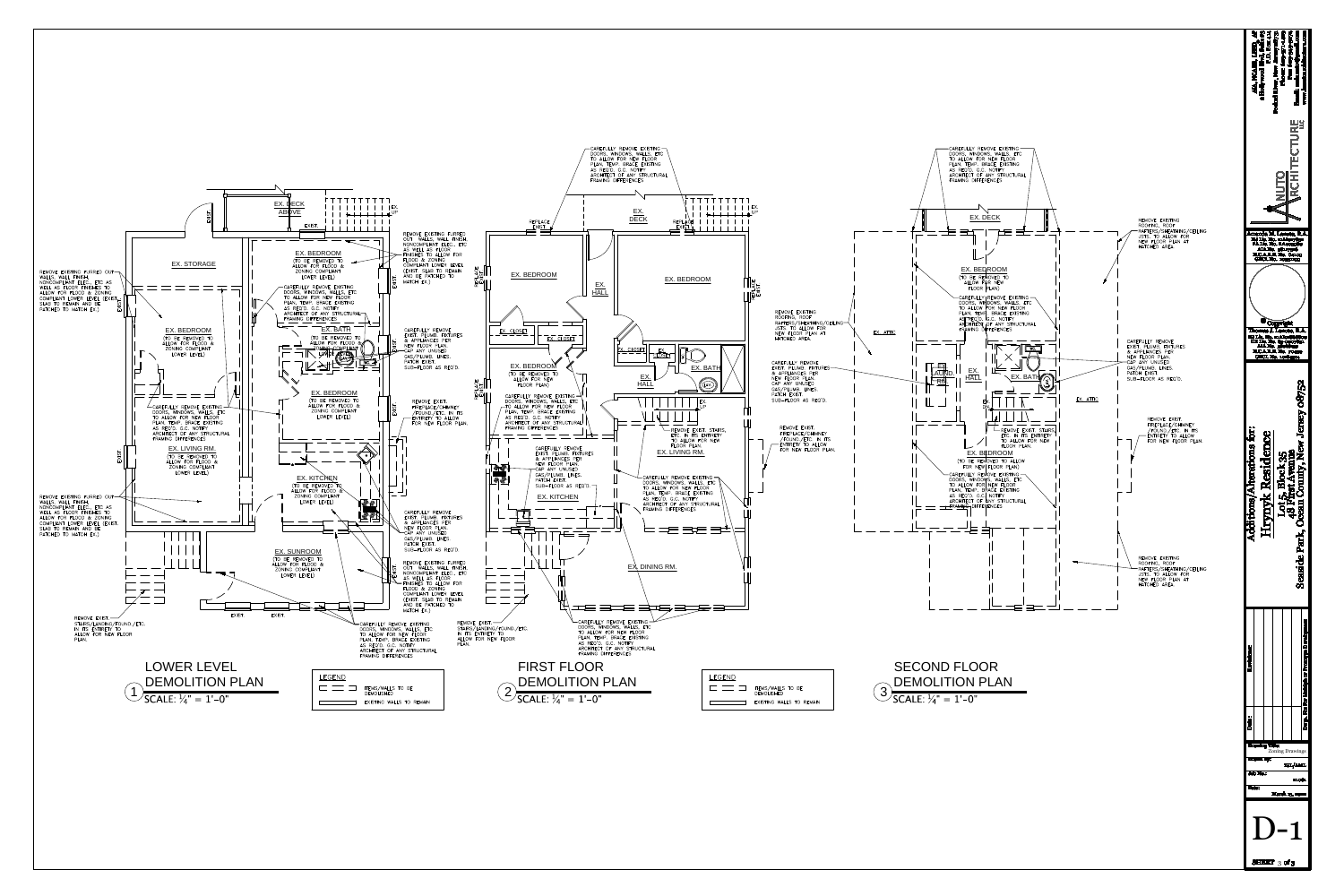## LOWER LEVEL DEMOLITION PLAN

1 — SCALE: 1/4" = 1'-0"

EX. DECK ABOVE

EX. STORAGE

EX. BEDROOM (TO BE REMOVED TO ALLOW FOR FLOOD & ZONING COMPLIANT LOWER LEVEL)

EX. BEDROOM (TO BE REMOVED TO ALLOW FOR FLOOD & ZONING COMPLIANT LOWER LEVEL)

EX. BATH (TO BE REMOVED TO ALLOW FOR FLOOD & ZONING COMPLIANT LOWER LEVEL)

EX. BEDROOM (TO BE REMOVED TO ALLOW FOR FLOOD & ZONING COMPLIANT LOWER LEVEL)

EX. LIVING RM. (TO BE REMOVED TO ALLOW FOR FLOOD & ZONING COMPLIANT LOWER LEVEL)

EX. KITCHEN (TO BE REMOVED TO ALLOW FOR FLOOD & ZONING COMPLIANT LOWER LEVEL)

EX. SUNROOM (TO BE REMOVED TO ALLOW FOR FLOOD & ZONING COMPLIANT LOWER LEVEL)

REMOVE EXISTING FURRED OUT WALLS, WALL FINISH, NONCOMPLIANT ELEC., ETC AS WELL AS FLOOR FINISHES TO ALLOW FOR FLOOD & ZONING COMPLIANT LOWER LEVEL (EXIST. SLAB TO REMAIN AND BE PATCHED TO MATCH EX.)

CAREFULLY REMOVE EXISTING DOORS, WINDOWS, WALLS, ETC TO ALLOW FOR NEW FLOOR PLAN, TEMP. BRACE EXISTING AS REQ'D. G.C. NOTIFY ARCHITECT OF ANY STRUCTURAL FRAMING DIFFERENCES

CAREFULLY REMOVE EXIST. PLUMB. FIXTURES & APPLIANCES PER NEW FLOOR PLAN. CAP ANY UNUSED GAS/PLUMB. LINES. PATCH EXIST. SUB-FLOOR AS REQ'D.

REMOVE EXIST. FIREPLACE/CHIMNEY /FOUND./ETC. IN ITS ENTIRETY TO ALLOW FOR NEW FLOOR PLAN.

REMOVE EXIST. STAIRS/LANDING/FOUND./ETC. IN ITS ENTIRETY TO ALLOW FOR NEW FLOOR PLAN.

EXIST.

LEGEND

ITEMS/WALLS TO BE DEMOLISHED

EXISTING WALLS TO REMAIN

## FIRST FLOOR DEMOLITION PLAN

2 — SCALE: 1/4" = 1'-0"

EX. DECK

EX. BEDROOM

EX. HALL

EX. BEDROOM

EX. CLOSET

EX. CLOSET

EX. BEDROOM (TO BE REMOVED TO ALLOW FOR NEW FLOOR PLAN)

EX. CLOSET

EX. HALL

EX. CLOSET

EX. BATH

EX. KITCHEN

EX. LIVING RM.

EX. DINING RM.

EX. UP

REPLACE EXIST.

CAREFULLY REMOVE EXISTING DOORS, WINDOWS, WALLS, ETC TO ALLOW FOR NEW FLOOR PLAN, TEMP. BRACE EXISTING AS REQ'D. G.C. NOTIFY ARCHITECT OF ANY STRUCTURAL FRAMING DIFFERENCES

CAREFULLY REMOVE EXIST. PLUMB. FIXTURES & APPLIANCES PER NEW FLOOR PLAN. CAP ANY UNUSED GAS/PLUMB. LINES. PATCH EXIST. SUB-FLOOR AS REQ'D.

REMOVE EXIST. STAIRS, ETC. IN ITS ENTIRETY TO ALLOW FOR NEW FLOOR PLAN.

REMOVE EXIST. FIREPLACE/CHIMNEY /FOUND./ETC. IN ITS ENTIRETY TO ALLOW FOR NEW FLOOR PLAN.

REMOVE EXIST. STAIRS/LANDING/FOUND./ETC. IN ITS ENTIRETY TO ALLOW FOR NEW FLOOR PLAN.

REMOVE EXISTING ROOFING, ROOF RAFTERS/SHEATHING/CEILING JSTS. TO ALLOW FOR NEW FLOOR PLAN AT HATCHED AREA.

LEGEND

ITEMS/WALLS TO BE DEMOLISHED

EXISTING WALLS TO REMAIN

## SECOND FLOOR DEMOLITION PLAN

3 — SCALE: 1/4" = 1'-0"

EX. DECK

EX. ATTIC

EX. ATTIC

EX. BEDROOM (TO BE REMOVED TO ALLOW FOR NEW FLOOR PLAN)

EX. LAUND.

EX. HALL

EX. BATH

EX. BEDROOM (TO BE REMOVED TO ALLOW FOR NEW FLOOR PLAN)

CAREFULLY REMOVE EXISTING DOORS, WINDOWS, WALLS, ETC TO ALLOW FOR NEW FLOOR PLAN, TEMP. BRACE EXISTING AS REQ'D. G.C. NOTIFY ARCHITECT OF ANY STRUCTURAL FRAMING DIFFERENCES

REMOVE EXISTING ROOFING, ROOF RAFTERS/SHEATHING/CEILING JSTS. TO ALLOW FOR NEW FLOOR PLAN AT HATCHED AREA.

CAREFULLY REMOVE EXIST. PLUMB. FIXTURES & APPLIANCES PER NEW FLOOR PLAN. CAP ANY UNUSED GAS/PLUMB. LINES. PATCH EXIST. SUB-FLOOR AS REQ'D.

REMOVE EXIST. STAIRS, ETC. IN ITS ENTIRETY TO ALLOW FOR NEW FLOOR PLAN.

REMOVE EXIST. FIREPLACE/CHIMNEY /FOUND./ETC. IN ITS ENTIRETY TO ALLOW FOR NEW FLOOR PLAN.

---

ANUTO ARCHITECTURE LLC

Additions/Alterations for:
**Hrynyk Residence**
Lot 5, Block 35
43 East Avenue
Seaside Park, Ocean County, New Jersey 08752

© Copyright

Drawing Title: Zoning Drawings

Job No.:

Date:

**D-1**

SHEET 3 of 3